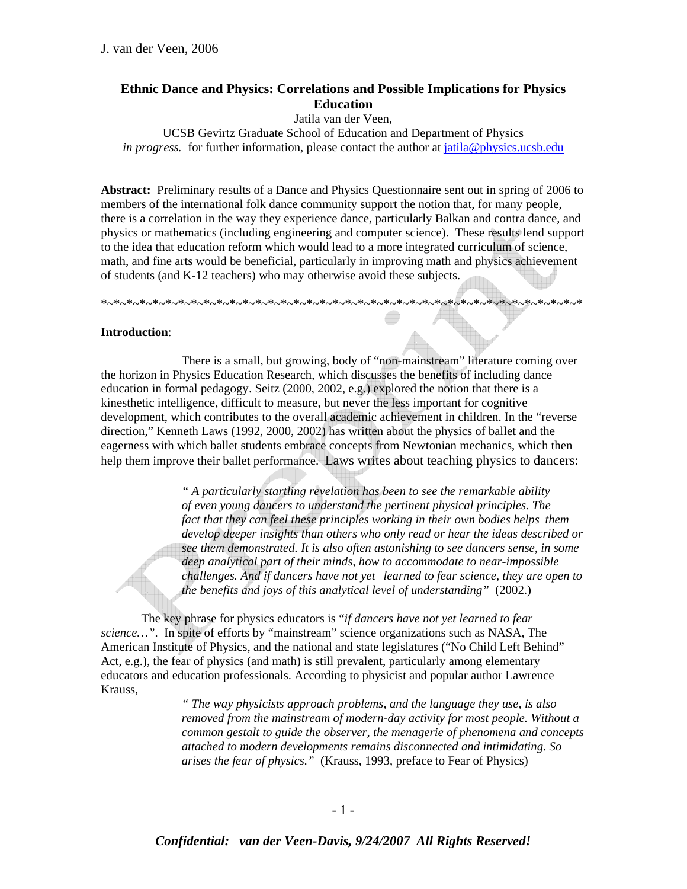J. van der Veen, 2006

# Ethnic Dance and Physics: Correlations and Possible Implications for Physics Education

Jatila van der Veen,
UCSB Gevirtz Graduate School of Education and Department of Physics
*in progress.* for further information, please contact the author at jatila@physics.ucsb.edu

**Abstract:** Preliminary results of a Dance and Physics Questionnaire sent out in spring of 2006 to members of the international folk dance community support the notion that, for many people, there is a correlation in the way they experience dance, particularly Balkan and contra dance, and physics or mathematics (including engineering and computer science). These results lend support to the idea that education reform which would lead to a more integrated curriculum of science, math, and fine arts would be beneficial, particularly in improving math and physics achievement of students (and K-12 teachers) who may otherwise avoid these subjects.

*~*~*~*~*~*~*~*~*~*~*~*~*~*~*~*~*~*~*~*~*~*~*~*~*~*~*~*~*~*~*~*~*~*~*~*~*~*~*~*~*~*~*~*~*~*~*~*~*~*

**Introduction**:

There is a small, but growing, body of "non-mainstream" literature coming over the horizon in Physics Education Research, which discusses the benefits of including dance education in formal pedagogy. Seitz (2000, 2002, e.g.) explored the notion that there is a kinesthetic intelligence, difficult to measure, but never the less important for cognitive development, which contributes to the overall academic achievement in children. In the "reverse direction," Kenneth Laws (1992, 2000, 2002) has written about the physics of ballet and the eagerness with which ballet students embrace concepts from Newtonian mechanics, which then help them improve their ballet performance. Laws writes about teaching physics to dancers:

> *" A particularly startling revelation has been to see the remarkable ability of even young dancers to understand the pertinent physical principles. The fact that they can feel these principles working in their own bodies helps them develop deeper insights than others who only read or hear the ideas described or see them demonstrated. It is also often astonishing to see dancers sense, in some deep analytical part of their minds, how to accommodate to near-impossible challenges. And if dancers have not yet learned to fear science, they are open to the benefits and joys of this analytical level of understanding"* (2002.)

The key phrase for physics educators is "*if dancers have not yet learned to fear science…*". In spite of efforts by "mainstream" science organizations such as NASA, The American Institute of Physics, and the national and state legislatures ("No Child Left Behind" Act, e.g.), the fear of physics (and math) is still prevalent, particularly among elementary educators and education professionals. According to physicist and popular author Lawrence Krauss,

> *" The way physicists approach problems, and the language they use, is also removed from the mainstream of modern-day activity for most people. Without a common gestalt to guide the observer, the menagerie of phenomena and concepts attached to modern developments remains disconnected and intimidating. So arises the fear of physics."* (Krauss, 1993, preface to Fear of Physics)

*Confidential: van der Veen-Davis, 9/24/2007 All Rights Reserved!*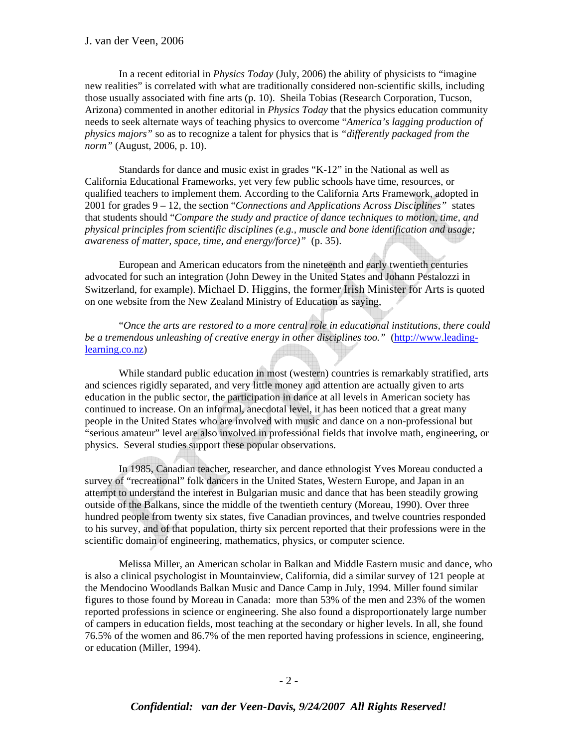In a recent editorial in *Physics Today* (July, 2006) the ability of physicists to "imagine new realities" is correlated with what are traditionally considered non-scientific skills, including those usually associated with fine arts (p. 10). Sheila Tobias (Research Corporation, Tucson, Arizona) commented in another editorial in *Physics Today* that the physics education community needs to seek alternate ways of teaching physics to overcome *"America's lagging production of physics majors"* so as to recognize a talent for physics that is *"differently packaged from the norm"* (August, 2006, p. 10).

Standards for dance and music exist in grades "K-12" in the National as well as California Educational Frameworks, yet very few public schools have time, resources, or qualified teachers to implement them. According to the California Arts Framework, adopted in 2001 for grades 9 – 12, the section "*Connections and Applications Across Disciplines*" states that students should "*Compare the study and practice of dance techniques to motion, time, and physical principles from scientific disciplines (e.g., muscle and bone identification and usage; awareness of matter, space, time, and energy/force)*" (p. 35).

European and American educators from the nineteenth and early twentieth centuries advocated for such an integration (John Dewey in the United States and Johann Pestalozzi in Switzerland, for example). Michael D. Higgins, the former Irish Minister for Arts is quoted on one website from the New Zealand Ministry of Education as saying,

"*Once the arts are restored to a more central role in educational institutions, there could be a tremendous unleashing of creative energy in other disciplines too.*" (http://www.leading-learning.co.nz)

While standard public education in most (western) countries is remarkably stratified, arts and sciences rigidly separated, and very little money and attention are actually given to arts education in the public sector, the participation in dance at all levels in American society has continued to increase. On an informal, anecdotal level, it has been noticed that a great many people in the United States who are involved with music and dance on a non-professional but "serious amateur" level are also involved in professional fields that involve math, engineering, or physics. Several studies support these popular observations.

In 1985, Canadian teacher, researcher, and dance ethnologist Yves Moreau conducted a survey of "recreational" folk dancers in the United States, Western Europe, and Japan in an attempt to understand the interest in Bulgarian music and dance that has been steadily growing outside of the Balkans, since the middle of the twentieth century (Moreau, 1990). Over three hundred people from twenty six states, five Canadian provinces, and twelve countries responded to his survey, and of that population, thirty six percent reported that their professions were in the scientific domain of engineering, mathematics, physics, or computer science.

Melissa Miller, an American scholar in Balkan and Middle Eastern music and dance, who is also a clinical psychologist in Mountainview, California, did a similar survey of 121 people at the Mendocino Woodlands Balkan Music and Dance Camp in July, 1994. Miller found similar figures to those found by Moreau in Canada: more than 53% of the men and 23% of the women reported professions in science or engineering. She also found a disproportionately large number of campers in education fields, most teaching at the secondary or higher levels. In all, she found 76.5% of the women and 86.7% of the men reported having professions in science, engineering, or education (Miller, 1994).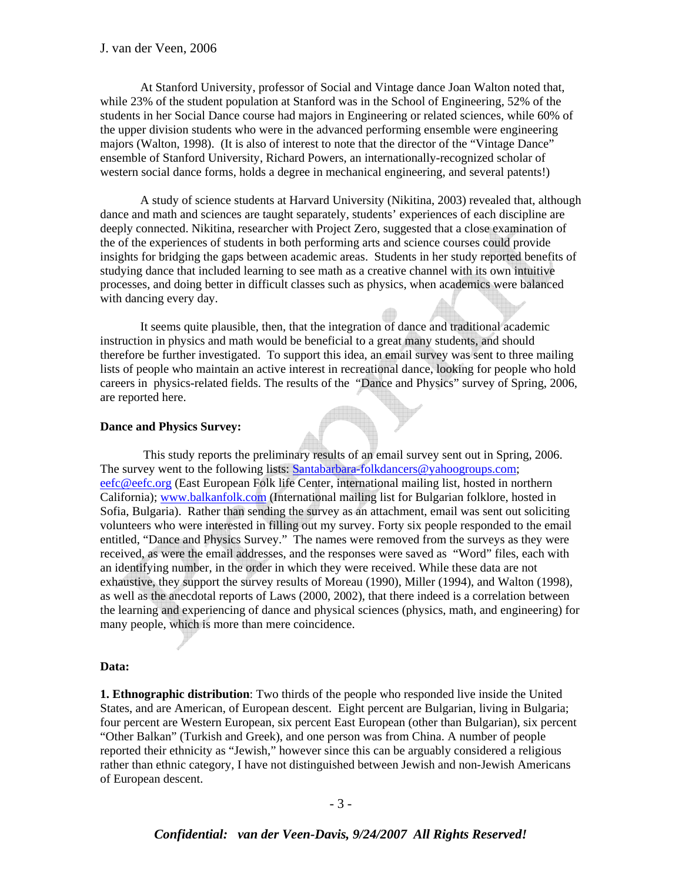At Stanford University, professor of Social and Vintage dance Joan Walton noted that, while 23% of the student population at Stanford was in the School of Engineering, 52% of the students in her Social Dance course had majors in Engineering or related sciences, while 60% of the upper division students who were in the advanced performing ensemble were engineering majors (Walton, 1998). (It is also of interest to note that the director of the "Vintage Dance" ensemble of Stanford University, Richard Powers, an internationally-recognized scholar of western social dance forms, holds a degree in mechanical engineering, and several patents!)

A study of science students at Harvard University (Nikitina, 2003) revealed that, although dance and math and sciences are taught separately, students' experiences of each discipline are deeply connected. Nikitina, researcher with Project Zero, suggested that a close examination of the of the experiences of students in both performing arts and science courses could provide insights for bridging the gaps between academic areas. Students in her study reported benefits of studying dance that included learning to see math as a creative channel with its own intuitive processes, and doing better in difficult classes such as physics, when academics were balanced with dancing every day.

It seems quite plausible, then, that the integration of dance and traditional academic instruction in physics and math would be beneficial to a great many students, and should therefore be further investigated. To support this idea, an email survey was sent to three mailing lists of people who maintain an active interest in recreational dance, looking for people who hold careers in physics-related fields. The results of the "Dance and Physics" survey of Spring, 2006, are reported here.

**Dance and Physics Survey:**

This study reports the preliminary results of an email survey sent out in Spring, 2006. The survey went to the following lists: Santabarbara-folkdancers@yahoogroups.com; eefc@eefc.org (East European Folk life Center, international mailing list, hosted in northern California); www.balkanfolk.com (International mailing list for Bulgarian folklore, hosted in Sofia, Bulgaria). Rather than sending the survey as an attachment, email was sent out soliciting volunteers who were interested in filling out my survey. Forty six people responded to the email entitled, "Dance and Physics Survey." The names were removed from the surveys as they were received, as were the email addresses, and the responses were saved as "Word" files, each with an identifying number, in the order in which they were received. While these data are not exhaustive, they support the survey results of Moreau (1990), Miller (1994), and Walton (1998), as well as the anecdotal reports of Laws (2000, 2002), that there indeed is a correlation between the learning and experiencing of dance and physical sciences (physics, math, and engineering) for many people, which is more than mere coincidence.

**Data:**

**1. Ethnographic distribution**: Two thirds of the people who responded live inside the United States, and are American, of European descent. Eight percent are Bulgarian, living in Bulgaria; four percent are Western European, six percent East European (other than Bulgarian), six percent "Other Balkan" (Turkish and Greek), and one person was from China. A number of people reported their ethnicity as "Jewish," however since this can be arguably considered a religious rather than ethnic category, I have not distinguished between Jewish and non-Jewish Americans of European descent.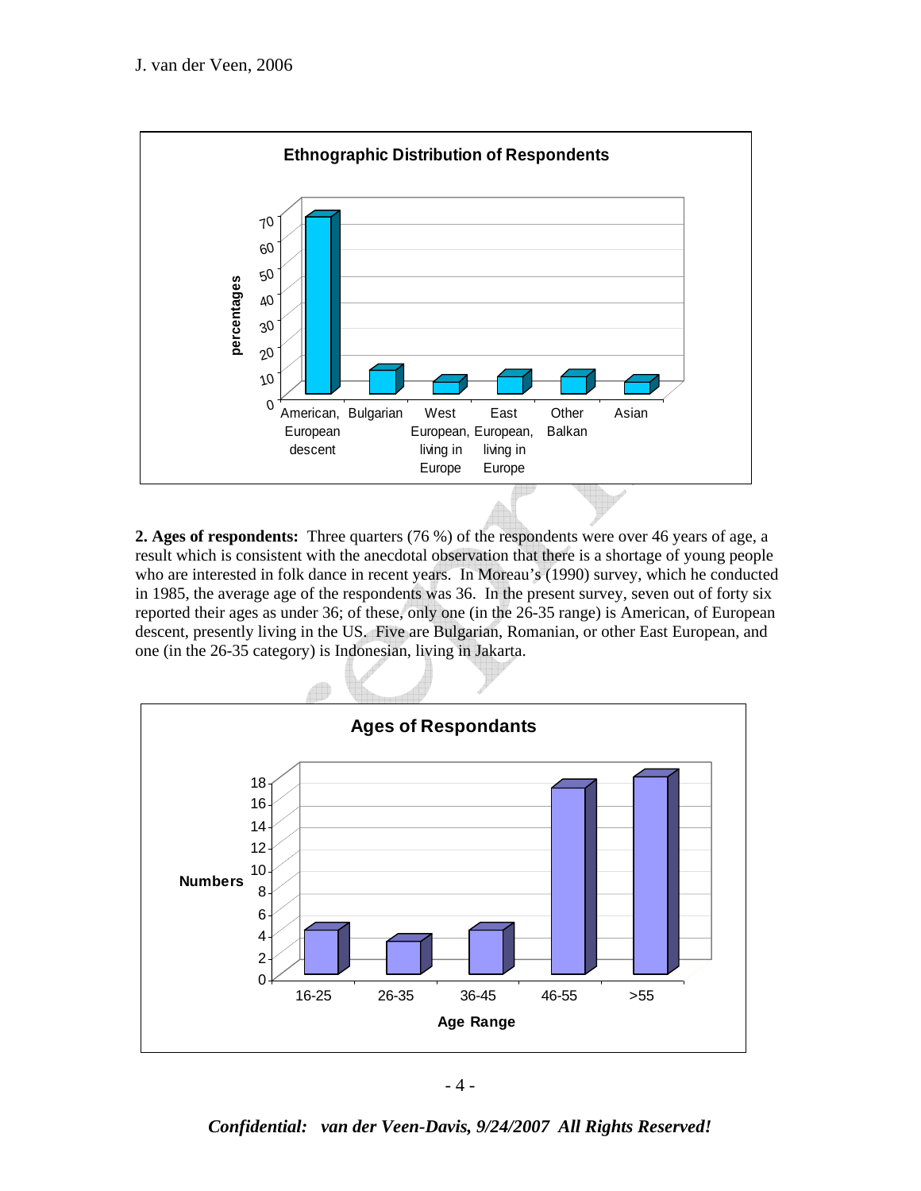**Ethnographic Distribution of Respondents**

**2. Ages of respondents:** Three quarters (76 %) of the respondents were over 46 years of age, a result which is consistent with the anecdotal observation that there is a shortage of young people who are interested in folk dance in recent years. In Moreau's (1990) survey, which he conducted in 1985, the average age of the respondents was 36. In the present survey, seven out of forty six reported their ages as under 36; of these, only one (in the 26-35 range) is American, of European descent, presently living in the US. Five are Bulgarian, Romanian, or other East European, and one (in the 26-35 category) is Indonesian, living in Jakarta.

**Ages of Respondants**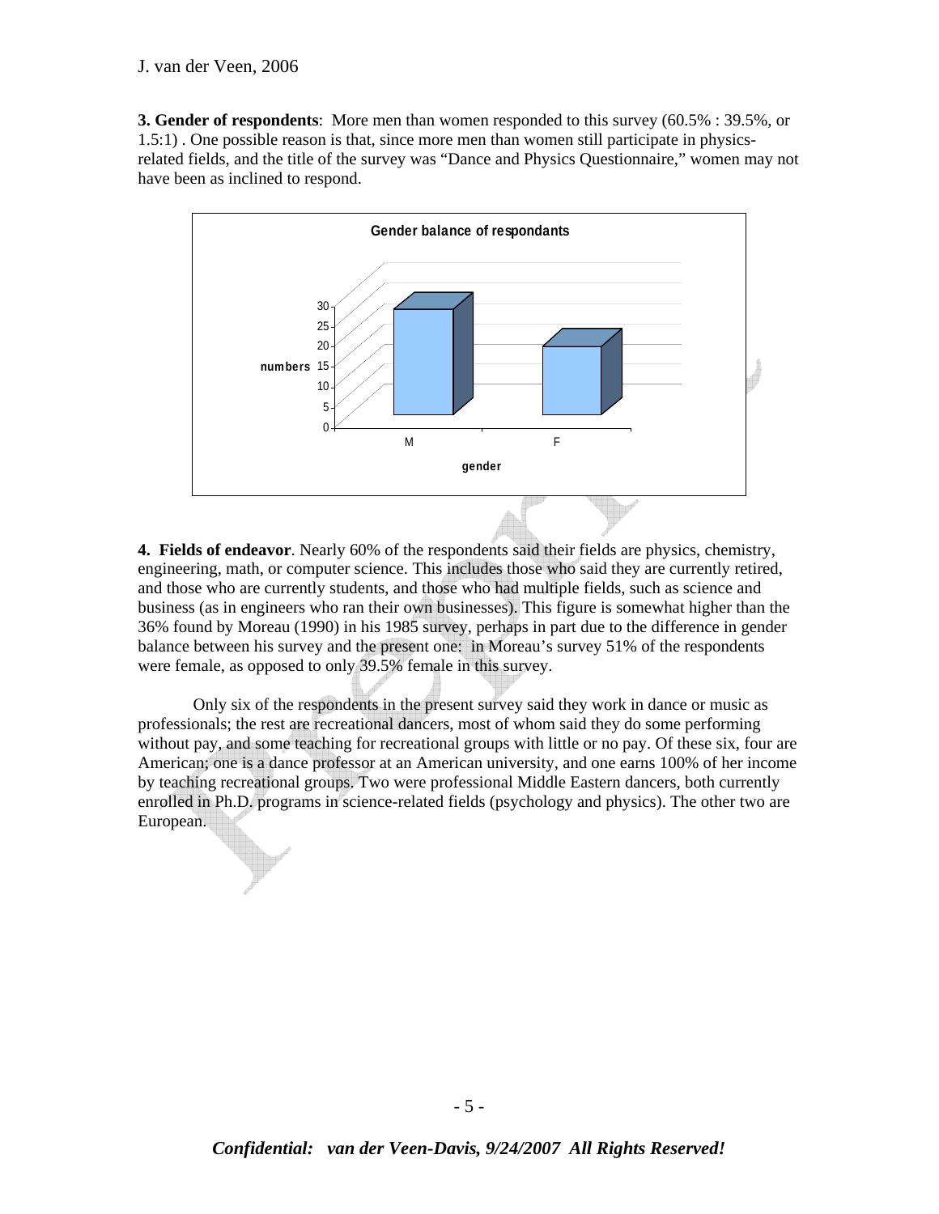**3. Gender of respondents**: More men than women responded to this survey (60.5% : 39.5%, or 1.5:1) . One possible reason is that, since more men than women still participate in physics-related fields, and the title of the survey was "Dance and Physics Questionnaire," women may not have been as inclined to respond.

**4. Fields of endeavor**. Nearly 60% of the respondents said their fields are physics, chemistry, engineering, math, or computer science. This includes those who said they are currently retired, and those who are currently students, and those who had multiple fields, such as science and business (as in engineers who ran their own businesses). This figure is somewhat higher than the 36% found by Moreau (1990) in his 1985 survey, perhaps in part due to the difference in gender balance between his survey and the present one: in Moreau's survey 51% of the respondents were female, as opposed to only 39.5% female in this survey.

Only six of the respondents in the present survey said they work in dance or music as professionals; the rest are recreational dancers, most of whom said they do some performing without pay, and some teaching for recreational groups with little or no pay. Of these six, four are American; one is a dance professor at an American university, and one earns 100% of her income by teaching recreational groups. Two were professional Middle Eastern dancers, both currently enrolled in Ph.D. programs in science-related fields (psychology and physics). The other two are European.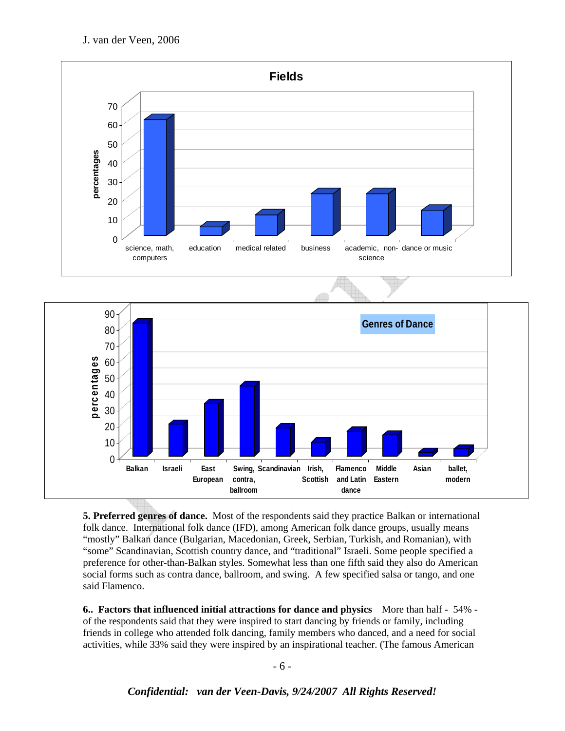**5. Preferred genres of dance.** Most of the respondents said they practice Balkan or international folk dance. International folk dance (IFD), among American folk dance groups, usually means "mostly" Balkan dance (Bulgarian, Macedonian, Greek, Serbian, Turkish, and Romanian), with "some" Scandinavian, Scottish country dance, and "traditional" Israeli. Some people specified a preference for other-than-Balkan styles. Somewhat less than one fifth said they also do American social forms such as contra dance, ballroom, and swing. A few specified salsa or tango, and one said Flamenco.

**6.. Factors that influenced initial attractions for dance and physics** More than half - 54% - of the respondents said that they were inspired to start dancing by friends or family, including friends in college who attended folk dancing, family members who danced, and a need for social activities, while 33% said they were inspired by an inspirational teacher. (The famous American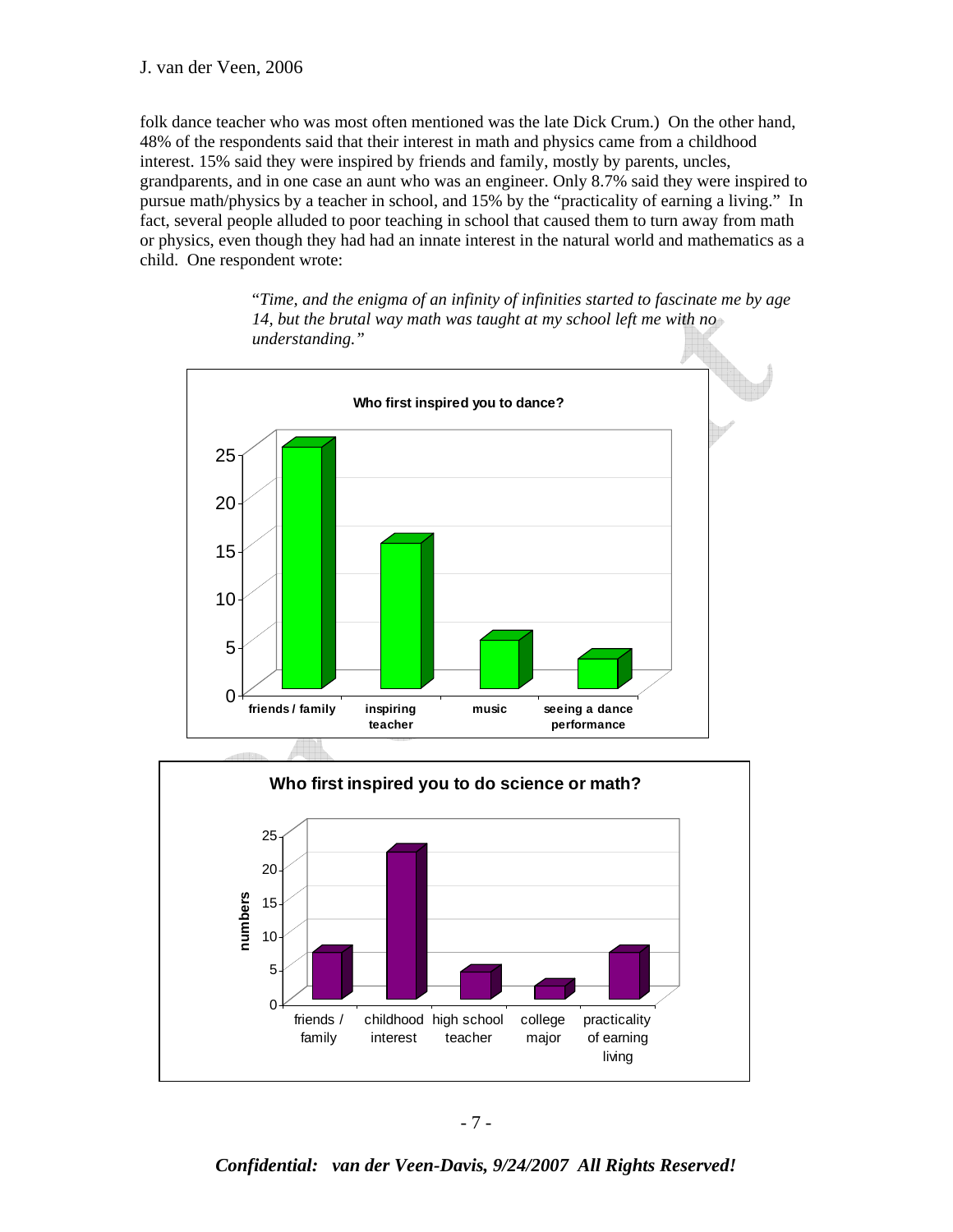folk dance teacher who was most often mentioned was the late Dick Crum.) On the other hand, 48% of the respondents said that their interest in math and physics came from a childhood interest. 15% said they were inspired by friends and family, mostly by parents, uncles, grandparents, and in one case an aunt who was an engineer. Only 8.7% said they were inspired to pursue math/physics by a teacher in school, and 15% by the "practicality of earning a living." In fact, several people alluded to poor teaching in school that caused them to turn away from math or physics, even though they had had an innate interest in the natural world and mathematics as a child. One respondent wrote:

> "*Time, and the enigma of an infinity of infinities started to fascinate me by age 14, but the brutal way math was taught at my school left me with no understanding.*"

**Who first inspired you to dance?**

| Category | Count |
|---|---|
| friends / family | 25 |
| inspiring teacher | 15 |
| music | 5 |
| seeing a dance performance | 3 |

**Who first inspired you to do science or math?**

| Category | numbers |
|---|---|
| friends / family | 7 |
| childhood interest | 22 |
| high school teacher | 4 |
| college major | 2 |
| practicality of earning living | 7 |

*Confidential: van der Veen-Davis, 9/24/2007 All Rights Reserved!*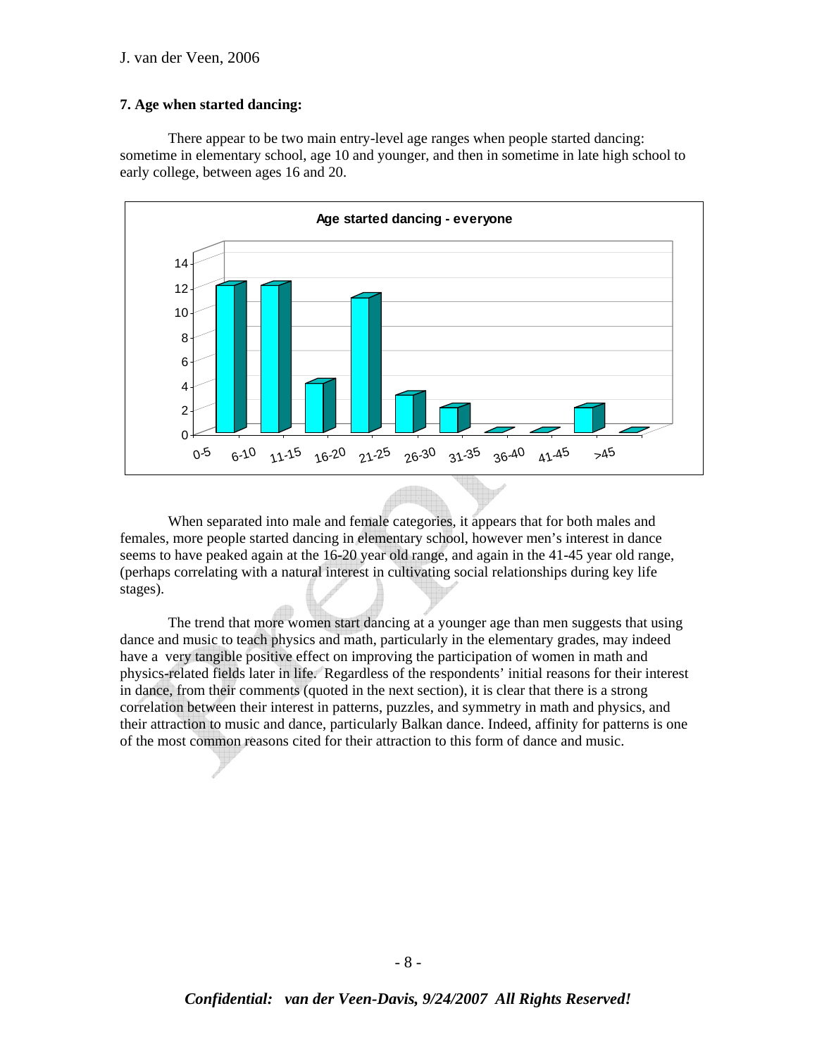### 7. Age when started dancing:

There appear to be two main entry-level age ranges when people started dancing: sometime in elementary school, age 10 and younger, and then in sometime in late high school to early college, between ages 16 and 20.

When separated into male and female categories, it appears that for both males and females, more people started dancing in elementary school, however men's interest in dance seems to have peaked again at the 16-20 year old range, and again in the 41-45 year old range, (perhaps correlating with a natural interest in cultivating social relationships during key life stages).

The trend that more women start dancing at a younger age than men suggests that using dance and music to teach physics and math, particularly in the elementary grades, may indeed have a very tangible positive effect on improving the participation of women in math and physics-related fields later in life. Regardless of the respondents' initial reasons for their interest in dance, from their comments (quoted in the next section), it is clear that there is a strong correlation between their interest in patterns, puzzles, and symmetry in math and physics, and their attraction to music and dance, particularly Balkan dance. Indeed, affinity for patterns is one of the most common reasons cited for their attraction to this form of dance and music.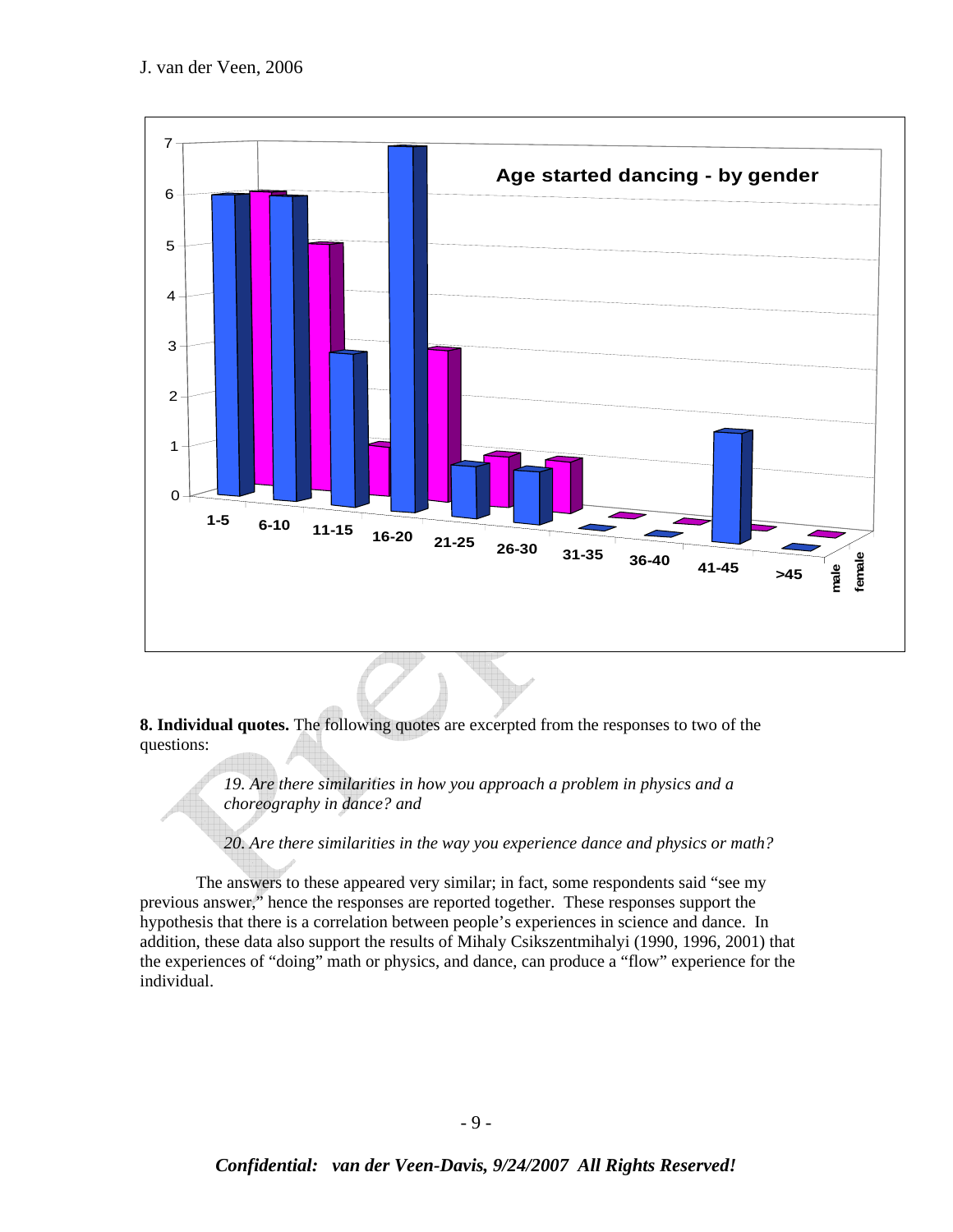**8. Individual quotes.** The following quotes are excerpted from the responses to two of the questions:

> *19. Are there similarities in how you approach a problem in physics and a choreography in dance? and*
>
> *20. Are there similarities in the way you experience dance and physics or math?*

The answers to these appeared very similar; in fact, some respondents said "see my previous answer," hence the responses are reported together. These responses support the hypothesis that there is a correlation between people's experiences in science and dance. In addition, these data also support the results of Mihaly Csikszentmihalyi (1990, 1996, 2001) that the experiences of "doing" math or physics, and dance, can produce a "flow" experience for the individual.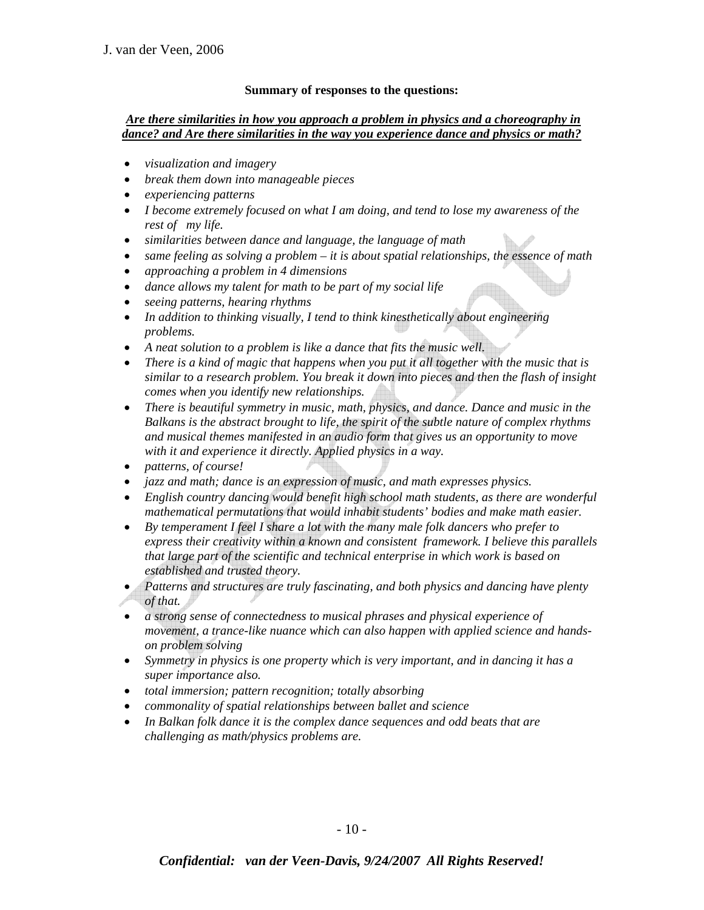**Summary of responses to the questions:**

***Are there similarities in how you approach a problem in physics and a choreography in dance? and Are there similarities in the way you experience dance and physics or math?***

- *visualization and imagery*
- *break them down into manageable pieces*
- *experiencing patterns*
- *I become extremely focused on what I am doing, and tend to lose my awareness of the rest of my life.*
- *similarities between dance and language, the language of math*
- *same feeling as solving a problem – it is about spatial relationships, the essence of math*
- *approaching a problem in 4 dimensions*
- *dance allows my talent for math to be part of my social life*
- *seeing patterns, hearing rhythms*
- *In addition to thinking visually, I tend to think kinesthetically about engineering problems.*
- *A neat solution to a problem is like a dance that fits the music well.*
- *There is a kind of magic that happens when you put it all together with the music that is similar to a research problem. You break it down into pieces and then the flash of insight comes when you identify new relationships.*
- *There is beautiful symmetry in music, math, physics, and dance. Dance and music in the Balkans is the abstract brought to life, the spirit of the subtle nature of complex rhythms and musical themes manifested in an audio form that gives us an opportunity to move with it and experience it directly. Applied physics in a way.*
- *patterns, of course!*
- *jazz and math; dance is an expression of music, and math expresses physics.*
- *English country dancing would benefit high school math students, as there are wonderful mathematical permutations that would inhabit students' bodies and make math easier.*
- *By temperament I feel I share a lot with the many male folk dancers who prefer to express their creativity within a known and consistent framework. I believe this parallels that large part of the scientific and technical enterprise in which work is based on established and trusted theory.*
- *Patterns and structures are truly fascinating, and both physics and dancing have plenty of that.*
- *a strong sense of connectedness to musical phrases and physical experience of movement, a trance-like nuance which can also happen with applied science and hands-on problem solving*
- *Symmetry in physics is one property which is very important, and in dancing it has a super importance also.*
- *total immersion; pattern recognition; totally absorbing*
- *commonality of spatial relationships between ballet and science*
- *In Balkan folk dance it is the complex dance sequences and odd beats that are challenging as math/physics problems are.*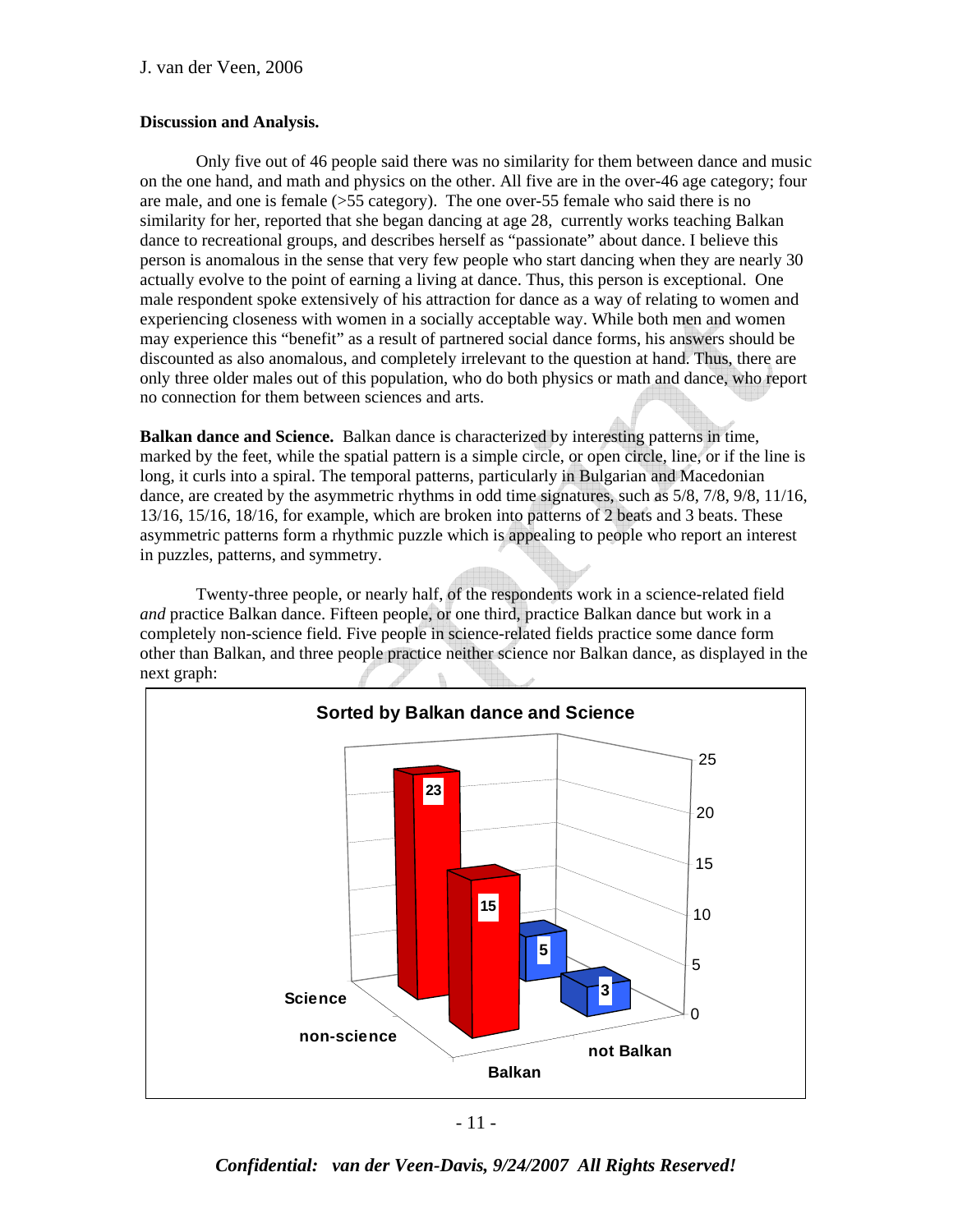### Discussion and Analysis.

Only five out of 46 people said there was no similarity for them between dance and music on the one hand, and math and physics on the other. All five are in the over-46 age category; four are male, and one is female (>55 category). The one over-55 female who said there is no similarity for her, reported that she began dancing at age 28, currently works teaching Balkan dance to recreational groups, and describes herself as "passionate" about dance. I believe this person is anomalous in the sense that very few people who start dancing when they are nearly 30 actually evolve to the point of earning a living at dance. Thus, this person is exceptional. One male respondent spoke extensively of his attraction for dance as a way of relating to women and experiencing closeness with women in a socially acceptable way. While both men and women may experience this "benefit" as a result of partnered social dance forms, his answers should be discounted as also anomalous, and completely irrelevant to the question at hand. Thus, there are only three older males out of this population, who do both physics or math and dance, who report no connection for them between sciences and arts.

**Balkan dance and Science.** Balkan dance is characterized by interesting patterns in time, marked by the feet, while the spatial pattern is a simple circle, or open circle, line, or if the line is long, it curls into a spiral. The temporal patterns, particularly in Bulgarian and Macedonian dance, are created by the asymmetric rhythms in odd time signatures, such as 5/8, 7/8, 9/8, 11/16, 13/16, 15/16, 18/16, for example, which are broken into patterns of 2 beats and 3 beats. These asymmetric patterns form a rhythmic puzzle which is appealing to people who report an interest in puzzles, patterns, and symmetry.

Twenty-three people, or nearly half, of the respondents work in a science-related field *and* practice Balkan dance. Fifteen people, or one third, practice Balkan dance but work in a completely non-science field. Five people in science-related fields practice some dance form other than Balkan, and three people practice neither science nor Balkan dance, as displayed in the next graph:

**Sorted by Balkan dance and Science**

| | Balkan | not Balkan |
|---|---|---|
| Science | 23 | 5 |
| non-science | 15 | 3 |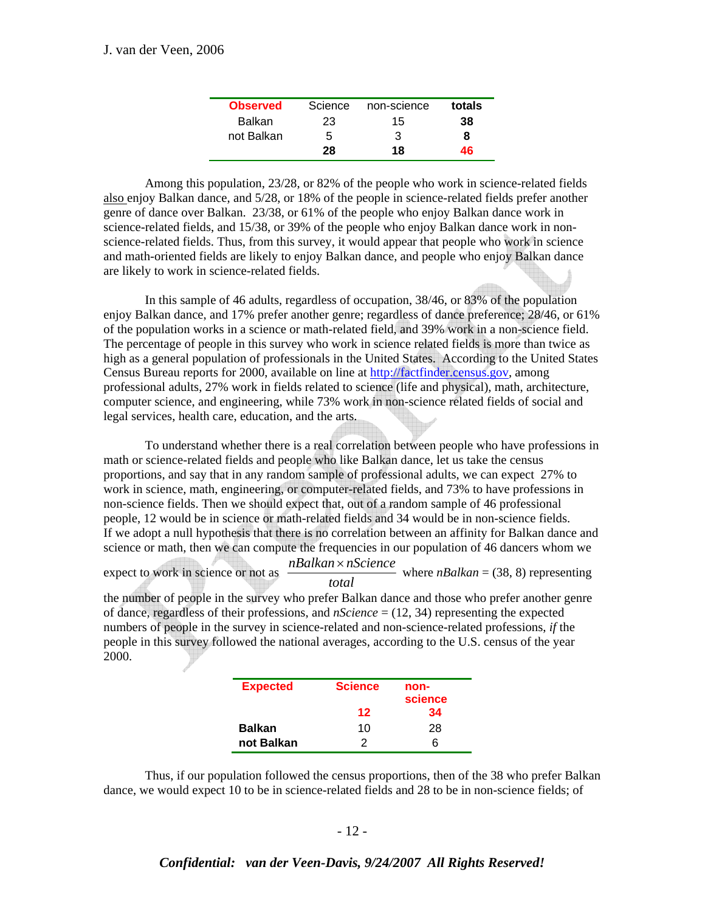| **Observed** | Science | non-science | **totals** |
|---|---|---|---|
| Balkan | 23 | 15 | **38** |
| not Balkan | 5 | 3 | **8** |
| | **28** | **18** | **46** |

Among this population, 23/28, or 82% of the people who work in science-related fields also enjoy Balkan dance, and 5/28, or 18% of the people in science-related fields prefer another genre of dance over Balkan. 23/38, or 61% of the people who enjoy Balkan dance work in science-related fields, and 15/38, or 39% of the people who enjoy Balkan dance work in non-science-related fields. Thus, from this survey, it would appear that people who work in science and math-oriented fields are likely to enjoy Balkan dance, and people who enjoy Balkan dance are likely to work in science-related fields.

In this sample of 46 adults, regardless of occupation, 38/46, or 83% of the population enjoy Balkan dance, and 17% prefer another genre; regardless of dance preference; 28/46, or 61% of the population works in a science or math-related field, and 39% work in a non-science field. The percentage of people in this survey who work in science related fields is more than twice as high as a general population of professionals in the United States. According to the United States Census Bureau reports for 2000, available on line at http://factfinder.census.gov, among professional adults, 27% work in fields related to science (life and physical), math, architecture, computer science, and engineering, while 73% work in non-science related fields of social and legal services, health care, education, and the arts.

To understand whether there is a real correlation between people who have professions in math or science-related fields and people who like Balkan dance, let us take the census proportions, and say that in any random sample of professional adults, we can expect 27% to work in science, math, engineering, or computer-related fields, and 73% to have professions in non-science fields. Then we should expect that, out of a random sample of 46 professional people, 12 would be in science or math-related fields and 34 would be in non-science fields. If we adopt a null hypothesis that there is no correlation between an affinity for Balkan dance and science or math, then we can compute the frequencies in our population of 46 dancers whom we expect to work in science or not as $\frac{nBalkan \times nScience}{total}$ where *nBalkan* = (38, 8) representing the number of people in the survey who prefer Balkan dance and those who prefer another genre of dance, regardless of their professions, and *nScience* = (12, 34) representing the expected numbers of people in the survey in science-related and non-science-related professions, *if* the people in this survey followed the national averages, according to the U.S. census of the year 2000.

| **Expected** | **Science** | **non-science** |
|---|---|---|
| | **12** | **34** |
| **Balkan** | 10 | 28 |
| **not Balkan** | 2 | 6 |

Thus, if our population followed the census proportions, then of the 38 who prefer Balkan dance, we would expect 10 to be in science-related fields and 28 to be in non-science fields; of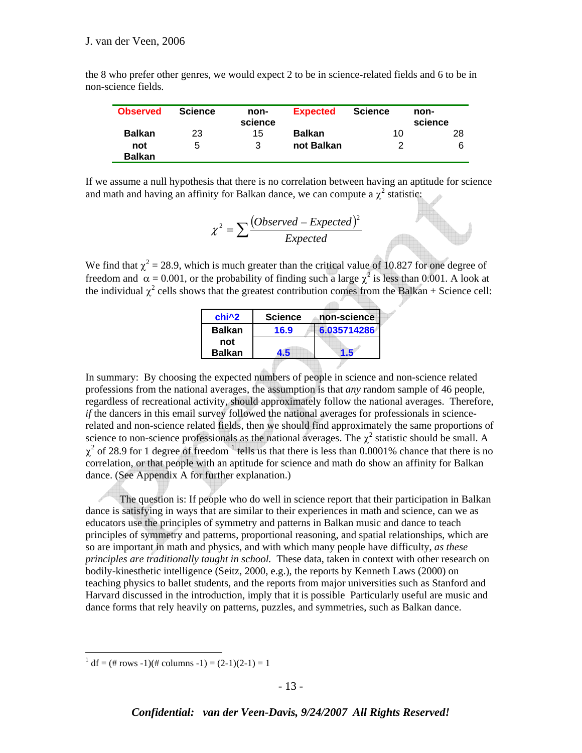the 8 who prefer other genres, we would expect 2 to be in science-related fields and 6 to be in non-science fields.

| Observed | Science | non-science | Expected | Science | non-science |
|---|---|---|---|---|---|
| Balkan | 23 | 15 | Balkan | 10 | 28 |
| not Balkan | 5 | 3 | not Balkan | 2 | 6 |

If we assume a null hypothesis that there is no correlation between having an aptitude for science and math and having an affinity for Balkan dance, we can compute a $\chi^2$ statistic:

$$\chi^2 = \sum \frac{(Observed - Expected)^2}{Expected}$$

We find that $\chi^2 = 28.9$, which is much greater than the critical value of 10.827 for one degree of freedom and $\alpha = 0.001$, or the probability of finding such a large $\chi^2$ is less than 0.001. A look at the individual $\chi^2$ cells shows that the greatest contribution comes from the Balkan + Science cell:

| chi^2 | Science | non-science |
|---|---|---|
| Balkan | 16.9 | 6.035714286 |
| not Balkan | 4.5 | 1.5 |

In summary: By choosing the expected numbers of people in science and non-science related professions from the national averages, the assumption is that *any* random sample of 46 people, regardless of recreational activity, should approximately follow the national averages. Therefore, *if* the dancers in this email survey followed the national averages for professionals in science-related and non-science related fields, then we should find approximately the same proportions of science to non-science professionals as the national averages. The $\chi^2$ statistic should be small. A $\chi^2$ of 28.9 for 1 degree of freedom [1] tells us that there is less than 0.0001% chance that there is no correlation, or that people with an aptitude for science and math do show an affinity for Balkan dance. (See Appendix A for further explanation.)

The question is: If people who do well in science report that their participation in Balkan dance is satisfying in ways that are similar to their experiences in math and science, can we as educators use the principles of symmetry and patterns in Balkan music and dance to teach principles of symmetry and patterns, proportional reasoning, and spatial relationships, which are so are important in math and physics, and with which many people have difficulty, *as these principles are traditionally taught in school.* These data, taken in context with other research on bodily-kinesthetic intelligence (Seitz, 2000, e.g.), the reports by Kenneth Laws (2000) on teaching physics to ballet students, and the reports from major universities such as Stanford and Harvard discussed in the introduction, imply that it is possible Particularly useful are music and dance forms that rely heavily on patterns, puzzles, and symmetries, such as Balkan dance.

[1] df = (# rows -1)(# columns -1) = (2-1)(2-1) = 1

*Confidential: van der Veen-Davis, 9/24/2007 All Rights Reserved!*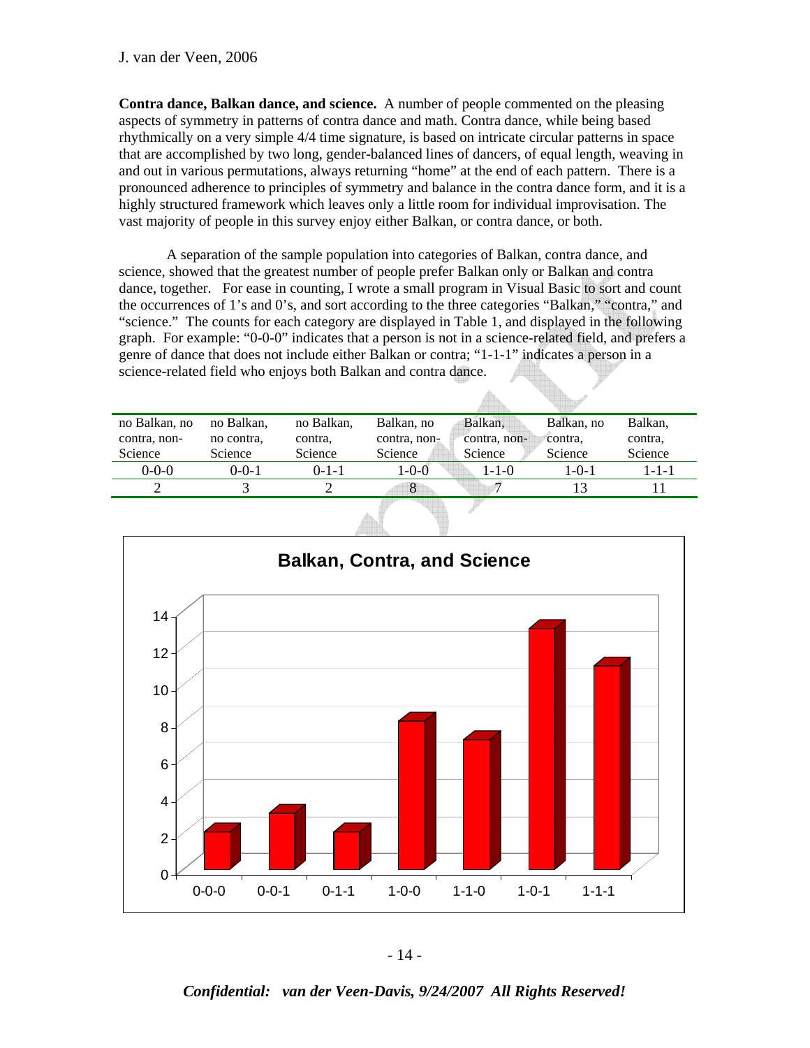**Contra dance, Balkan dance, and science.** A number of people commented on the pleasing aspects of symmetry in patterns of contra dance and math. Contra dance, while being based rhythmically on a very simple 4/4 time signature, is based on intricate circular patterns in space that are accomplished by two long, gender-balanced lines of dancers, of equal length, weaving in and out in various permutations, always returning "home" at the end of each pattern. There is a pronounced adherence to principles of symmetry and balance in the contra dance form, and it is a highly structured framework which leaves only a little room for individual improvisation. The vast majority of people in this survey enjoy either Balkan, or contra dance, or both.

A separation of the sample population into categories of Balkan, contra dance, and science, showed that the greatest number of people prefer Balkan only or Balkan and contra dance, together. For ease in counting, I wrote a small program in Visual Basic to sort and count the occurrences of 1's and 0's, and sort according to the three categories "Balkan," "contra," and "science." The counts for each category are displayed in Table 1, and displayed in the following graph. For example: "0-0-0" indicates that a person is not in a science-related field, and prefers a genre of dance that does not include either Balkan or contra; "1-1-1" indicates a person in a science-related field who enjoys both Balkan and contra dance.

| no Balkan, no contra, non-Science | no Balkan, no contra, Science | no Balkan, contra, Science | Balkan, no contra, non-Science | Balkan, contra, non-Science | Balkan, no contra, Science | Balkan, contra, Science |
|---|---|---|---|---|---|---|
| 0-0-0 | 0-0-1 | 0-1-1 | 1-0-0 | 1-1-0 | 1-0-1 | 1-1-1 |
| 2 | 3 | 2 | 8 | 7 | 13 | 11 |

**Balkan, Contra, and Science**

| Category | Count |
|---|---|
| 0-0-0 | 2 |
| 0-0-1 | 3 |
| 0-1-1 | 2 |
| 1-0-0 | 8 |
| 1-1-0 | 7 |
| 1-0-1 | 13 |
| 1-1-1 | 11 |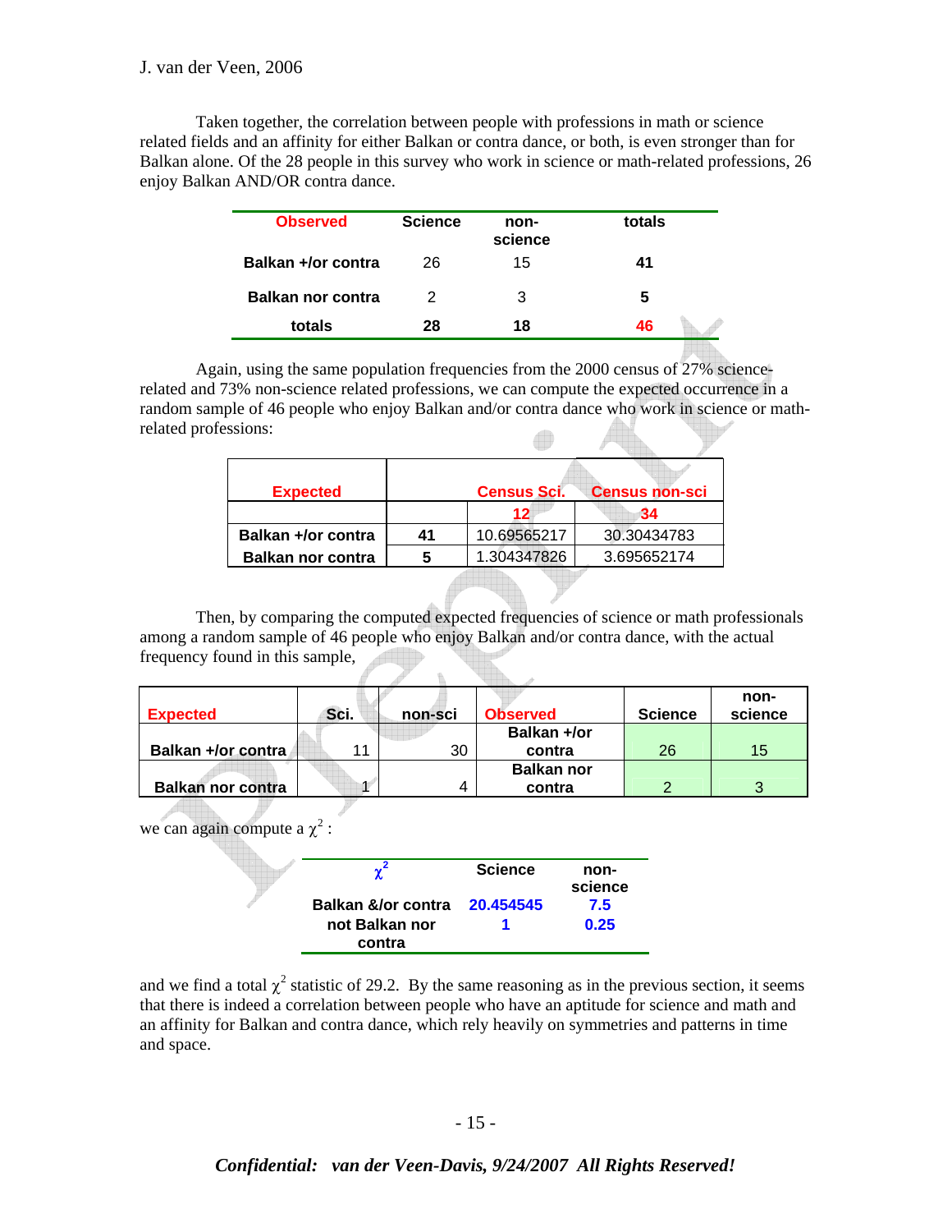Taken together, the correlation between people with professions in math or science related fields and an affinity for either Balkan or contra dance, or both, is even stronger than for Balkan alone. Of the 28 people in this survey who work in science or math-related professions, 26 enjoy Balkan AND/OR contra dance.

| Observed | Science | non-science | totals |
|---|---|---|---|
| Balkan +/or contra | 26 | 15 | 41 |
| Balkan nor contra | 2 | 3 | 5 |
| totals | 28 | 18 | 46 |

Again, using the same population frequencies from the 2000 census of 27% science-related and 73% non-science related professions, we can compute the expected occurrence in a random sample of 46 people who enjoy Balkan and/or contra dance who work in science or math-related professions:

| Expected | | Census Sci. | Census non-sci |
|---|---|---|---|
| | | 12 | 34 |
| Balkan +/or contra | 41 | 10.69565217 | 30.30434783 |
| Balkan nor contra | 5 | 1.304347826 | 3.695652174 |

Then, by comparing the computed expected frequencies of science or math professionals among a random sample of 46 people who enjoy Balkan and/or contra dance, with the actual frequency found in this sample,

| Expected | Sci. | non-sci | Observed | Science | non-science |
|---|---|---|---|---|---|
| Balkan +/or contra | 11 | 30 | Balkan +/or contra | 26 | 15 |
| Balkan nor contra | 1 | 4 | Balkan nor contra | 2 | 3 |

we can again compute a $\chi^2$ :

| $\chi^2$ | Science | non-science |
|---|---|---|
| Balkan &/or contra | 20.454545 | 7.5 |
| not Balkan nor contra | 1 | 0.25 |

and we find a total $\chi^2$ statistic of 29.2. By the same reasoning as in the previous section, it seems that there is indeed a correlation between people who have an aptitude for science and math and an affinity for Balkan and contra dance, which rely heavily on symmetries and patterns in time and space.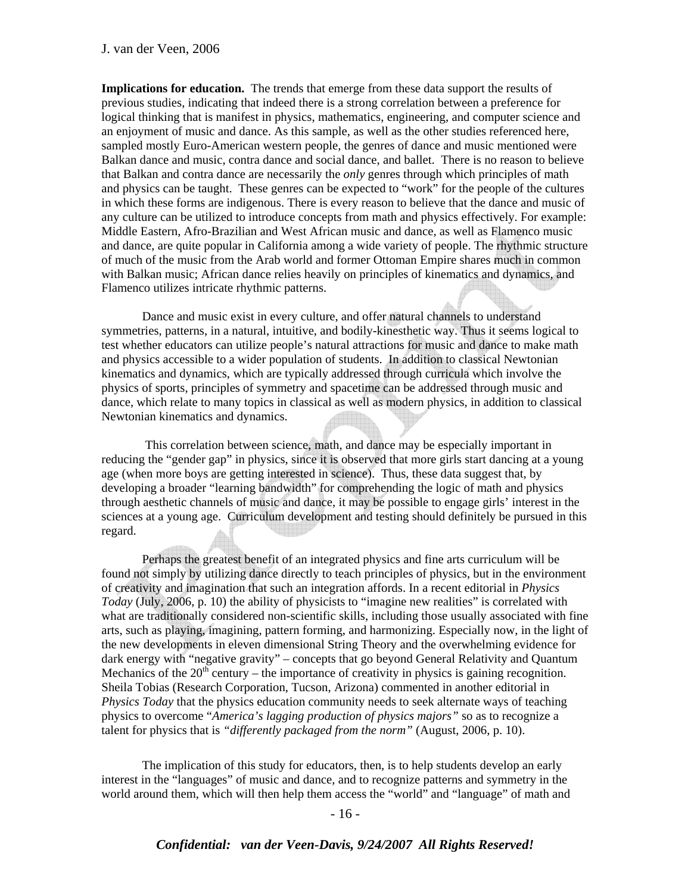**Implications for education.** The trends that emerge from these data support the results of previous studies, indicating that indeed there is a strong correlation between a preference for logical thinking that is manifest in physics, mathematics, engineering, and computer science and an enjoyment of music and dance. As this sample, as well as the other studies referenced here, sampled mostly Euro-American western people, the genres of dance and music mentioned were Balkan dance and music, contra dance and social dance, and ballet. There is no reason to believe that Balkan and contra dance are necessarily the *only* genres through which principles of math and physics can be taught. These genres can be expected to "work" for the people of the cultures in which these forms are indigenous. There is every reason to believe that the dance and music of any culture can be utilized to introduce concepts from math and physics effectively. For example: Middle Eastern, Afro-Brazilian and West African music and dance, as well as Flamenco music and dance, are quite popular in California among a wide variety of people. The rhythmic structure of much of the music from the Arab world and former Ottoman Empire shares much in common with Balkan music; African dance relies heavily on principles of kinematics and dynamics, and Flamenco utilizes intricate rhythmic patterns.

Dance and music exist in every culture, and offer natural channels to understand symmetries, patterns, in a natural, intuitive, and bodily-kinesthetic way. Thus it seems logical to test whether educators can utilize people's natural attractions for music and dance to make math and physics accessible to a wider population of students. In addition to classical Newtonian kinematics and dynamics, which are typically addressed through curricula which involve the physics of sports, principles of symmetry and spacetime can be addressed through music and dance, which relate to many topics in classical as well as modern physics, in addition to classical Newtonian kinematics and dynamics.

This correlation between science, math, and dance may be especially important in reducing the "gender gap" in physics, since it is observed that more girls start dancing at a young age (when more boys are getting interested in science). Thus, these data suggest that, by developing a broader "learning bandwidth" for comprehending the logic of math and physics through aesthetic channels of music and dance, it may be possible to engage girls' interest in the sciences at a young age. Curriculum development and testing should definitely be pursued in this regard.

Perhaps the greatest benefit of an integrated physics and fine arts curriculum will be found not simply by utilizing dance directly to teach principles of physics, but in the environment of creativity and imagination that such an integration affords. In a recent editorial in *Physics Today* (July, 2006, p. 10) the ability of physicists to "imagine new realities" is correlated with what are traditionally considered non-scientific skills, including those usually associated with fine arts, such as playing, imagining, pattern forming, and harmonizing. Especially now, in the light of the new developments in eleven dimensional String Theory and the overwhelming evidence for dark energy with "negative gravity" – concepts that go beyond General Relativity and Quantum Mechanics of the 20th century – the importance of creativity in physics is gaining recognition. Sheila Tobias (Research Corporation, Tucson, Arizona) commented in another editorial in *Physics Today* that the physics education community needs to seek alternate ways of teaching physics to overcome "*America's lagging production of physics majors"* so as to recognize a talent for physics that is *"differently packaged from the norm"* (August, 2006, p. 10).

The implication of this study for educators, then, is to help students develop an early interest in the "languages" of music and dance, and to recognize patterns and symmetry in the world around them, which will then help them access the "world" and "language" of math and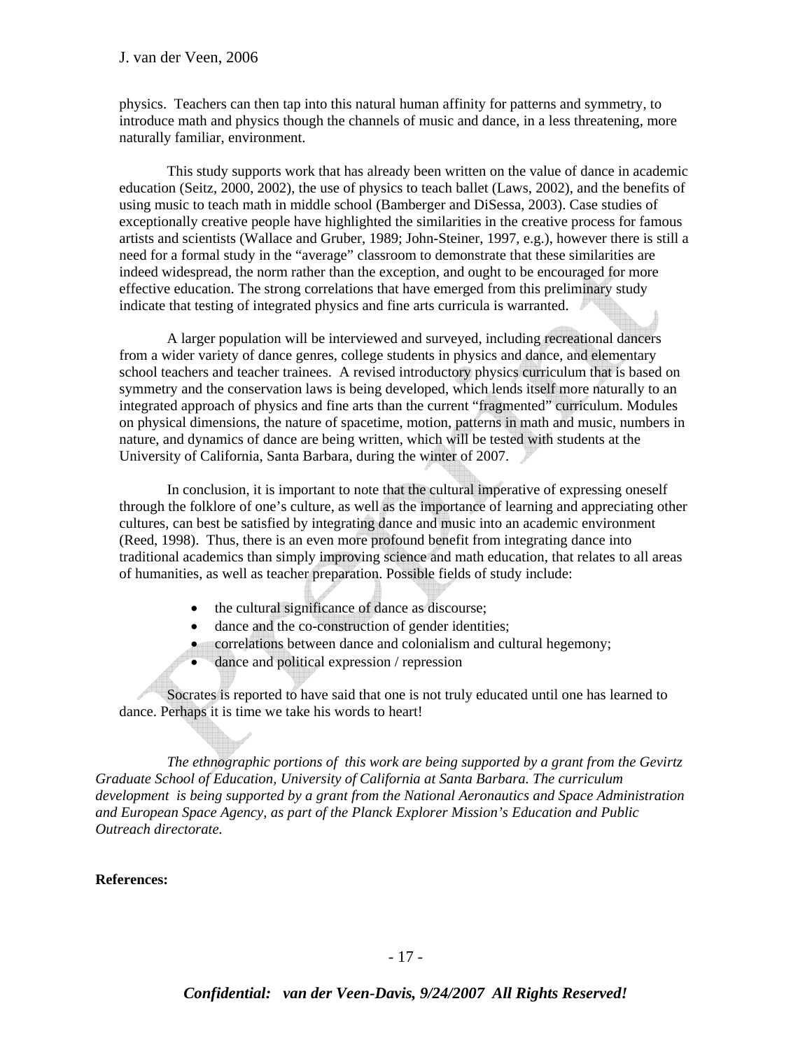physics. Teachers can then tap into this natural human affinity for patterns and symmetry, to introduce math and physics though the channels of music and dance, in a less threatening, more naturally familiar, environment.

This study supports work that has already been written on the value of dance in academic education (Seitz, 2000, 2002), the use of physics to teach ballet (Laws, 2002), and the benefits of using music to teach math in middle school (Bamberger and DiSessa, 2003). Case studies of exceptionally creative people have highlighted the similarities in the creative process for famous artists and scientists (Wallace and Gruber, 1989; John-Steiner, 1997, e.g.), however there is still a need for a formal study in the "average" classroom to demonstrate that these similarities are indeed widespread, the norm rather than the exception, and ought to be encouraged for more effective education. The strong correlations that have emerged from this preliminary study indicate that testing of integrated physics and fine arts curricula is warranted.

A larger population will be interviewed and surveyed, including recreational dancers from a wider variety of dance genres, college students in physics and dance, and elementary school teachers and teacher trainees. A revised introductory physics curriculum that is based on symmetry and the conservation laws is being developed, which lends itself more naturally to an integrated approach of physics and fine arts than the current "fragmented" curriculum. Modules on physical dimensions, the nature of spacetime, motion, patterns in math and music, numbers in nature, and dynamics of dance are being written, which will be tested with students at the University of California, Santa Barbara, during the winter of 2007.

In conclusion, it is important to note that the cultural imperative of expressing oneself through the folklore of one's culture, as well as the importance of learning and appreciating other cultures, can best be satisfied by integrating dance and music into an academic environment (Reed, 1998). Thus, there is an even more profound benefit from integrating dance into traditional academics than simply improving science and math education, that relates to all areas of humanities, as well as teacher preparation. Possible fields of study include:

- the cultural significance of dance as discourse;
- dance and the co-construction of gender identities;
- correlations between dance and colonialism and cultural hegemony;
- dance and political expression / repression

Socrates is reported to have said that one is not truly educated until one has learned to dance. Perhaps it is time we take his words to heart!

*The ethnographic portions of this work are being supported by a grant from the Gevirtz Graduate School of Education, University of California at Santa Barbara. The curriculum development is being supported by a grant from the National Aeronautics and Space Administration and European Space Agency, as part of the Planck Explorer Mission's Education and Public Outreach directorate.*

**References:**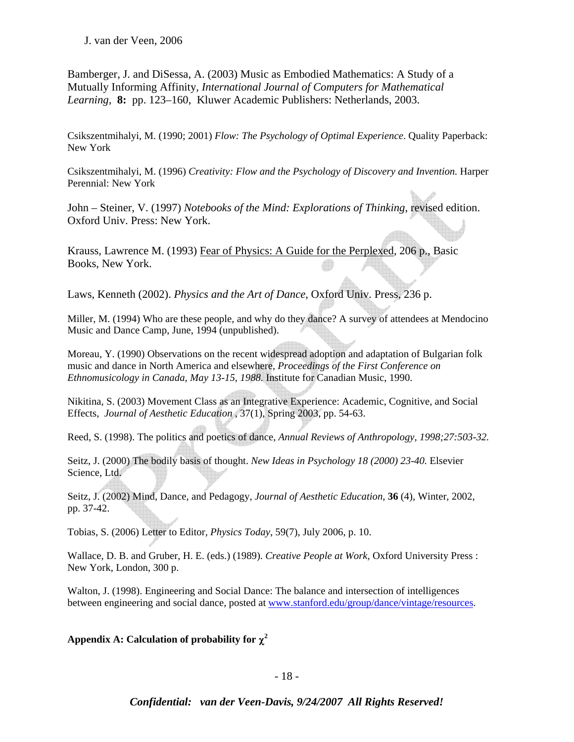Bamberger, J. and DiSessa, A. (2003) Music as Embodied Mathematics: A Study of a Mutually Informing Affinity, *International Journal of Computers for Mathematical Learning*, **8:** pp. 123–160, Kluwer Academic Publishers: Netherlands, 2003.

Csikszentmihalyi, M. (1990; 2001) *Flow: The Psychology of Optimal Experience*. Quality Paperback: New York

Csikszentmihalyi, M. (1996) *Creativity: Flow and the Psychology of Discovery and Invention.* Harper Perennial: New York

John – Steiner, V. (1997) *Notebooks of the Mind: Explorations of Thinking*, revised edition. Oxford Univ. Press: New York.

Krauss, Lawrence M. (1993) Fear of Physics: A Guide for the Perplexed, 206 p., Basic Books, New York.

Laws, Kenneth (2002). *Physics and the Art of Dance*, Oxford Univ. Press, 236 p.

Miller, M. (1994) Who are these people, and why do they dance? A survey of attendees at Mendocino Music and Dance Camp, June, 1994 (unpublished).

Moreau, Y. (1990) Observations on the recent widespread adoption and adaptation of Bulgarian folk music and dance in North America and elsewhere, *Proceedings of the First Conference on Ethnomusicology in Canada, May 13-15, 1988.* Institute for Canadian Music, 1990.

Nikitina, S. (2003) Movement Class as an Integrative Experience: Academic, Cognitive, and Social Effects, *Journal of Aesthetic Education* , 37(1), Spring 2003, pp. 54-63.

Reed, S. (1998). The politics and poetics of dance, *Annual Reviews of Anthropology, 1998;27:503-32.*

Seitz, J. (2000) The bodily basis of thought. *New Ideas in Psychology 18 (2000) 23-40.* Elsevier Science, Ltd.

Seitz, J. (2002) Mind, Dance, and Pedagogy, *Journal of Aesthetic Education,* **36** (4), Winter, 2002, pp. 37-42.

Tobias, S. (2006) Letter to Editor, *Physics Today*, 59(7), July 2006, p. 10.

Wallace, D. B. and Gruber, H. E. (eds.) (1989). *Creative People at Work*, Oxford University Press : New York, London, 300 p.

Walton, J. (1998). Engineering and Social Dance: The balance and intersection of intelligences between engineering and social dance, posted at www.stanford.edu/group/dance/vintage/resources.

**Appendix A: Calculation of probability for $\chi^2$**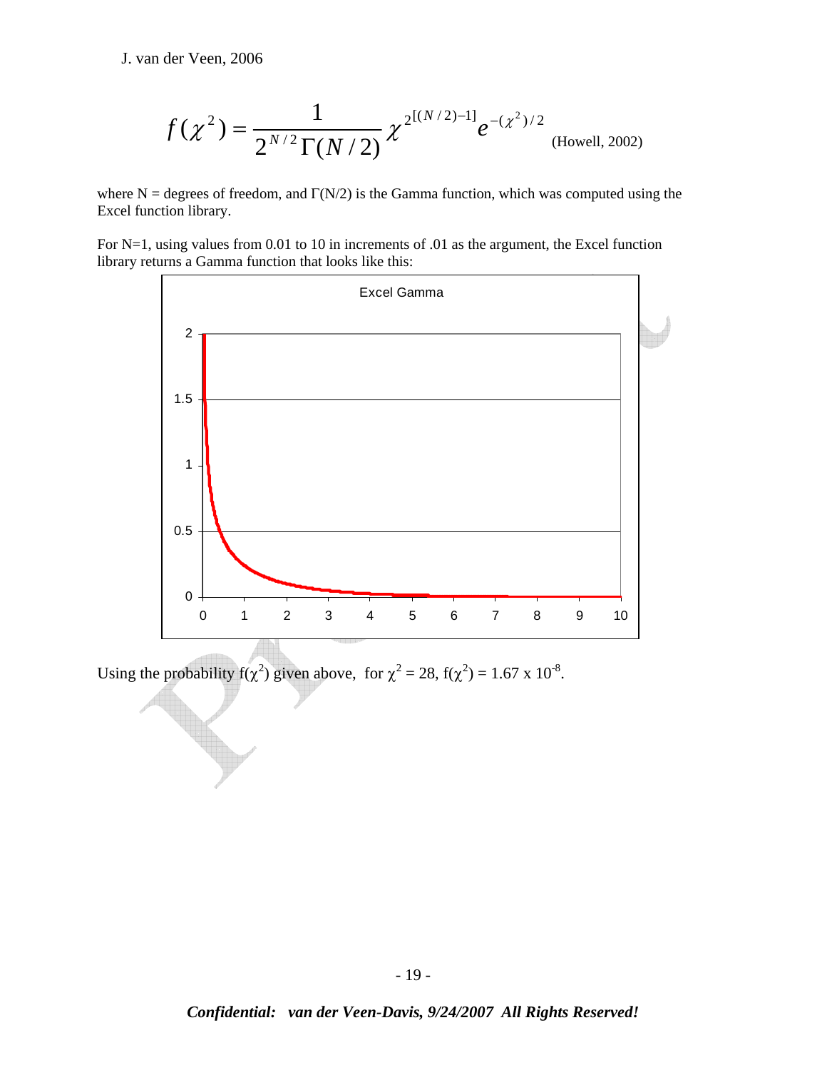J. van der Veen, 2006

$$f(\chi^2) = \frac{1}{2^{N/2}\Gamma(N/2)} \chi^{2^{[(N/2)-1]}} e^{-(\chi^2)/2}$$ (Howell, 2002)

where N = degrees of freedom, and Γ(N/2) is the Gamma function, which was computed using the Excel function library.

For N=1, using values from 0.01 to 10 in increments of .01 as the argument, the Excel function library returns a Gamma function that looks like this:

Excel Gamma

2
1.5
1
0.5
0
0 1 2 3 4 5 6 7 8 9 10

Using the probability $f(\chi^2)$ given above, for $\chi^2 = 28$, $f(\chi^2) = 1.67 \times 10^{-8}$.

*Confidential: van der Veen-Davis, 9/24/2007 All Rights Reserved!*